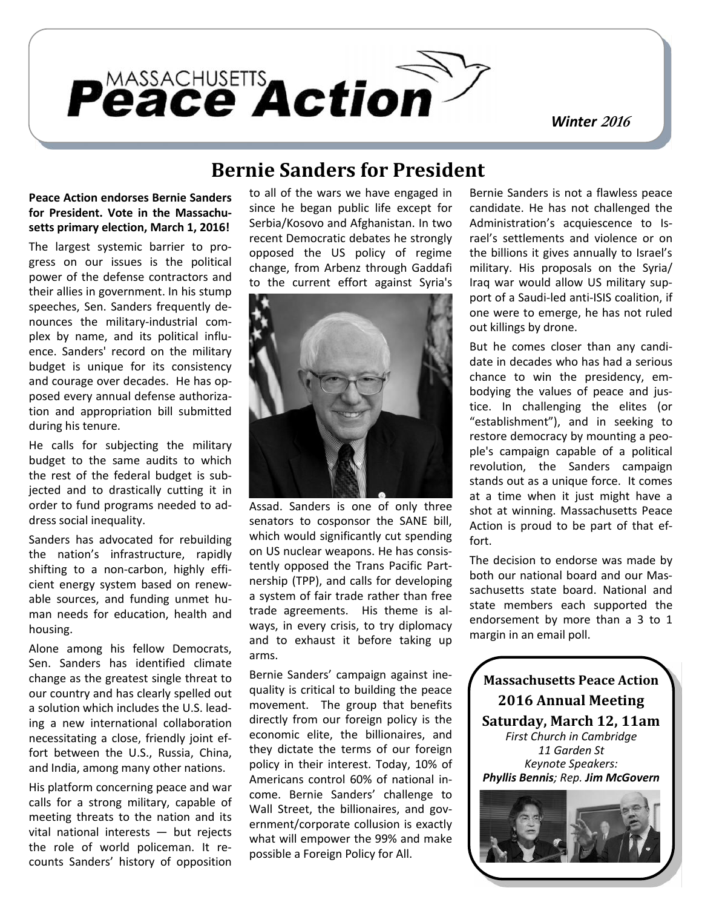# Massachusetts Peace Action

*Winter 2016*

## Bernie Sanders for President

**Peace Action endorses Bernie Sanders for President. Vote in the Massachusetts primary election, March 1, 2016!**

The largest systemic barrier to progress on our issues is the political power of the defense contractors and their allies in government. In his stump speeches, Sen. Sanders frequently denounces the military-industrial complex by name, and its political influence. Sanders' record on the military budget is unique for its consistency and courage over decades. He has opposed every annual defense authorization and appropriation bill submitted during his tenure.

He calls for subjecting the military budget to the same audits to which the rest of the federal budget is subjected and to drastically cutting it in order to fund programs needed to address social inequality.

Sanders has advocated for rebuilding the nation's infrastructure, rapidly shifting to a non-carbon, highly efficient energy system based on renewable sources, and funding unmet human needs for education, health and housing.

Alone among his fellow Democrats, Sen. Sanders has identified climate change as the greatest single threat to our country and has clearly spelled out a solution which includes the U.S. leading a new international collaboration necessitating a close, friendly joint effort between the U.S., Russia, China, and India, among many other nations.

His platform concerning peace and war calls for a strong military, capable of meeting threats to the nation and its vital national interests — but rejects the role of world policeman. It recounts Sanders' history of opposition to all of the wars we have engaged in since he began public life except for Serbia/Kosovo and Afghanistan. In two recent Democratic debates he strongly opposed the US policy of regime change, from Arbenz through Gaddafi to the current effort against Syria's Assad. Sanders is one of only three senators to cosponsor the SANE bill, which would significantly cut spending on US nuclear weapons. He has consistently opposed the Trans Pacific Partnership (TPP), and calls for developing a system of fair trade rather than free trade agreements. His theme is always, in every crisis, to try diplomacy and to exhaust it before taking up arms.

Bernie Sanders' campaign against inequality is critical to building the peace movement. The group that benefits directly from our foreign policy is the economic elite, the billionaires, and they dictate the terms of our foreign policy in their interest. Today, 10% of Americans control 60% of national income. Bernie Sanders' challenge to Wall Street, the billionaires, and government/corporate collusion is exactly what will empower the 99% and make possible a Foreign Policy for All.

Bernie Sanders is not a flawless peace candidate. He has not challenged the Administration's acquiescence to Israel's settlements and violence or on the billions it gives annually to Israel's military. His proposals on the Syria/Iraq war would allow US military support of a Saudi-led anti-ISIS coalition, if one were to emerge, he has not ruled out killings by drone.

But he comes closer than any candidate in decades who has had a serious chance to win the presidency, embodying the values of peace and justice. In challenging the elites (or "establishment"), and in seeking to restore democracy by mounting a people's campaign capable of a political revolution, the Sanders campaign stands out as a unique force. It comes at a time when it just might have a shot at winning. Massachusetts Peace Action is proud to be part of that effort.

The decision to endorse was made by both our national board and our Massachusetts state board. National and state members each supported the endorsement by more than a 3 to 1 margin in an email poll.

---

**Massachusetts Peace Action**
**2016 Annual Meeting**
**Saturday, March 12, 11am**
*First Church in Cambridge*
*11 Garden St*
*Keynote Speakers:*
***Phyllis Bennis****; Rep.* ***Jim McGovern***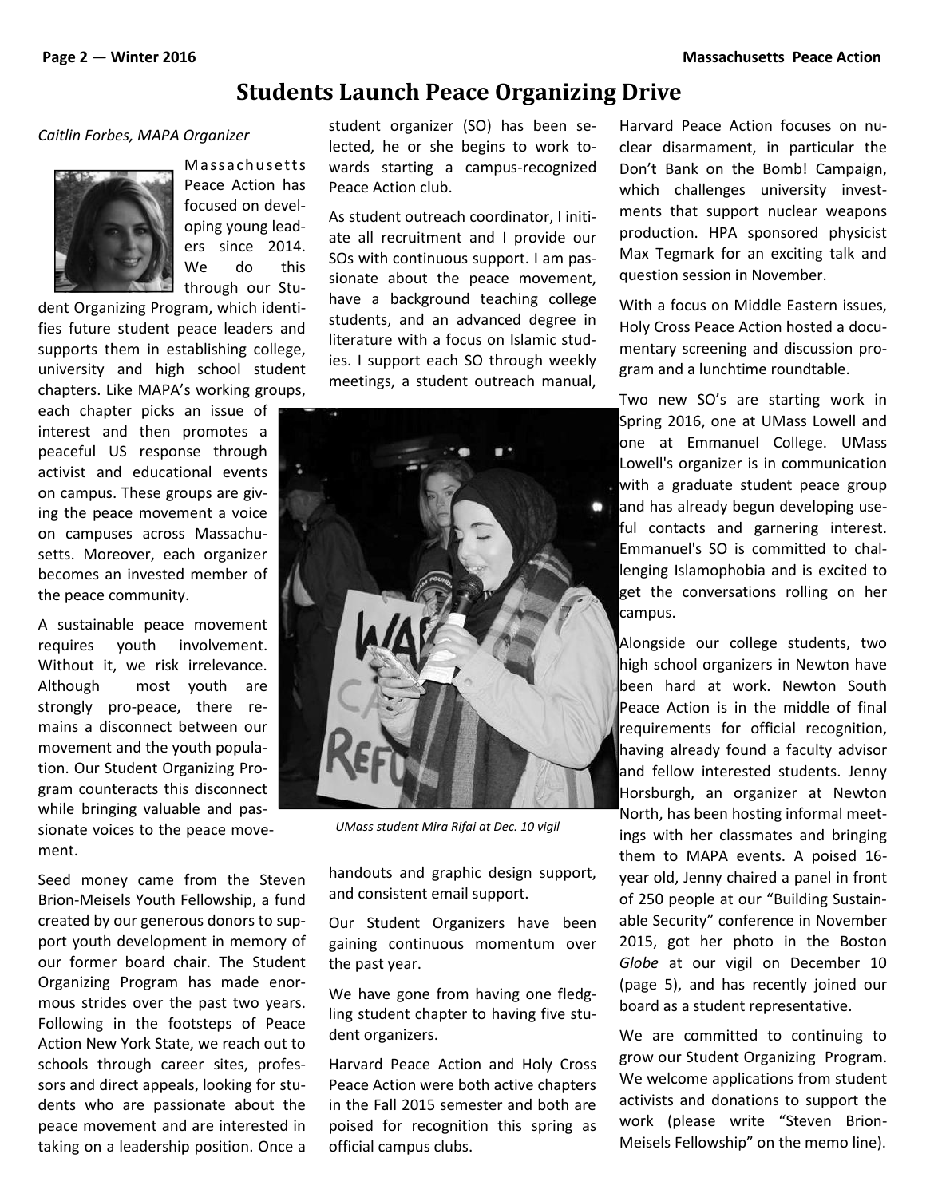# Students Launch Peace Organizing Drive

*Caitlin Forbes, MAPA Organizer*

Massachusetts Peace Action has focused on developing young leaders since 2014. We do this through our Student Organizing Program, which identifies future student peace leaders and supports them in establishing college, university and high school student chapters. Like MAPA's working groups, each chapter picks an issue of interest and then promotes a peaceful US response through activist and educational events on campus. These groups are giving the peace movement a voice on campuses across Massachusetts. Moreover, each organizer becomes an invested member of the peace community.

A sustainable peace movement requires youth involvement. Without it, we risk irrelevance. Although most youth are strongly pro-peace, there remains a disconnect between our movement and the youth population. Our Student Organizing Program counteracts this disconnect while bringing valuable and passionate voices to the peace movement.

Seed money came from the Steven Brion-Meisels Youth Fellowship, a fund created by our generous donors to support youth development in memory of our former board chair. The Student Organizing Program has made enormous strides over the past two years. Following in the footsteps of Peace Action New York State, we reach out to schools through career sites, professors and direct appeals, looking for students who are passionate about the peace movement and are interested in taking on a leadership position. Once a student organizer (SO) has been selected, he or she begins to work towards starting a campus-recognized Peace Action club.

As student outreach coordinator, I initiate all recruitment and I provide our SOs with continuous support. I am passionate about the peace movement, have a background teaching college students, and an advanced degree in literature with a focus on Islamic studies. I support each SO through weekly meetings, a student outreach manual, handouts and graphic design support, and consistent email support.

*UMass student Mira Rifai at Dec. 10 vigil*

Our Student Organizers have been gaining continuous momentum over the past year.

We have gone from having one fledgling student chapter to having five student organizers.

Harvard Peace Action and Holy Cross Peace Action were both active chapters in the Fall 2015 semester and both are poised for recognition this spring as official campus clubs.

Harvard Peace Action focuses on nuclear disarmament, in particular the Don't Bank on the Bomb! Campaign, which challenges university investments that support nuclear weapons production. HPA sponsored physicist Max Tegmark for an exciting talk and question session in November.

With a focus on Middle Eastern issues, Holy Cross Peace Action hosted a documentary screening and discussion program and a lunchtime roundtable.

Two new SO's are starting work in Spring 2016, one at UMass Lowell and one at Emmanuel College. UMass Lowell's organizer is in communication with a graduate student peace group and has already begun developing useful contacts and garnering interest. Emmanuel's SO is committed to challenging Islamophobia and is excited to get the conversations rolling on her campus.

Alongside our college students, two high school organizers in Newton have been hard at work. Newton South Peace Action is in the middle of final requirements for official recognition, having already found a faculty advisor and fellow interested students. Jenny Horsburgh, an organizer at Newton North, has been hosting informal meetings with her classmates and bringing them to MAPA events. A poised 16-year old, Jenny chaired a panel in front of 250 people at our "Building Sustainable Security" conference in November 2015, got her photo in the Boston *Globe* at our vigil on December 10 (page 5), and has recently joined our board as a student representative.

We are committed to continuing to grow our Student Organizing Program. We welcome applications from student activists and donations to support the work (please write "Steven Brion-Meisels Fellowship" on the memo line).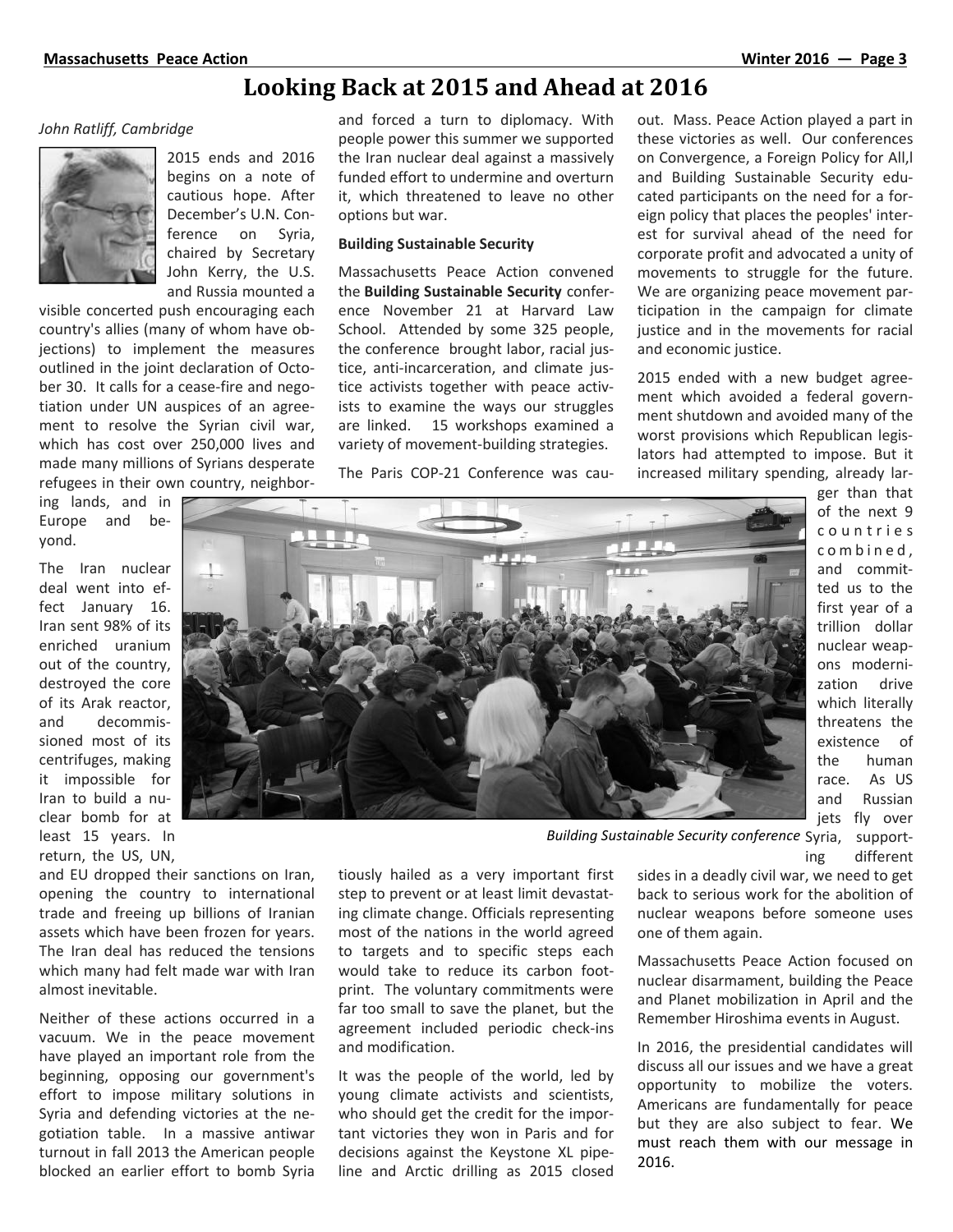# Looking Back at 2015 and Ahead at 2016

*John Ratliff, Cambridge*

2015 ends and 2016 begins on a note of cautious hope. After December's U.N. Conference on Syria, chaired by Secretary John Kerry, the U.S. and Russia mounted a visible concerted push encouraging each country's allies (many of whom have objections) to implement the measures outlined in the joint declaration of October 30. It calls for a cease-fire and negotiation under UN auspices of an agreement to resolve the Syrian civil war, which has cost over 250,000 lives and made many millions of Syrians desperate refugees in their own country, neighboring lands, and in Europe and beyond.

The Iran nuclear deal went into effect January 16. Iran sent 98% of its enriched uranium out of the country, destroyed the core of its Arak reactor, and decommissioned most of its centrifuges, making it impossible for Iran to build a nuclear bomb for at least 15 years. In return, the US, UN, and EU dropped their sanctions on Iran, opening the country to international trade and freeing up billions of Iranian assets which have been frozen for years. The Iran deal has reduced the tensions which many had felt made war with Iran almost inevitable.

Neither of these actions occurred in a vacuum. We in the peace movement have played an important role from the beginning, opposing our government's effort to impose military solutions in Syria and defending victories at the negotiation table. In a massive antiwar turnout in fall 2013 the American people blocked an earlier effort to bomb Syria and forced a turn to diplomacy. With people power this summer we supported the Iran nuclear deal against a massively funded effort to undermine and overturn it, which threatened to leave no other options but war.

**Building Sustainable Security**

Massachusetts Peace Action convened the **Building Sustainable Security** conference November 21 at Harvard Law School. Attended by some 325 people, the conference brought labor, racial justice, anti-incarceration, and climate justice activists together with peace activists to examine the ways our struggles are linked. 15 workshops examined a variety of movement-building strategies.

*Building Sustainable Security conference*

The Paris COP-21 Conference was cautiously hailed as a very important first step to prevent or at least limit devastating climate change. Officials representing most of the nations in the world agreed to targets and to specific steps each would take to reduce its carbon footprint. The voluntary commitments were far too small to save the planet, but the agreement included periodic check-ins and modification.

It was the people of the world, led by young climate activists and scientists, who should get the credit for the important victories they won in Paris and for decisions against the Keystone XL pipeline and Arctic drilling as 2015 closed out. Mass. Peace Action played a part in these victories as well. Our conferences on Convergence, a Foreign Policy for All,l and Building Sustainable Security educated participants on the need for a foreign policy that places the peoples' interest for survival ahead of the need for corporate profit and advocated a unity of movements to struggle for the future. We are organizing peace movement participation in the campaign for climate justice and in the movements for racial and economic justice.

2015 ended with a new budget agreement which avoided a federal government shutdown and avoided many of the worst provisions which Republican legislators had attempted to impose. But it increased military spending, already larger than that of the next 9 countries combined, and committed us to the first year of a trillion dollar nuclear weapons modernization drive which literally threatens the existence of the human race. As US and Russian jets fly over Syria, supporting different sides in a deadly civil war, we need to get back to serious work for the abolition of nuclear weapons before someone uses one of them again.

Massachusetts Peace Action focused on nuclear disarmament, building the Peace and Planet mobilization in April and the Remember Hiroshima events in August.

In 2016, the presidential candidates will discuss all our issues and we have a great opportunity to mobilize the voters. Americans are fundamentally for peace but they are also subject to fear. We must reach them with our message in 2016.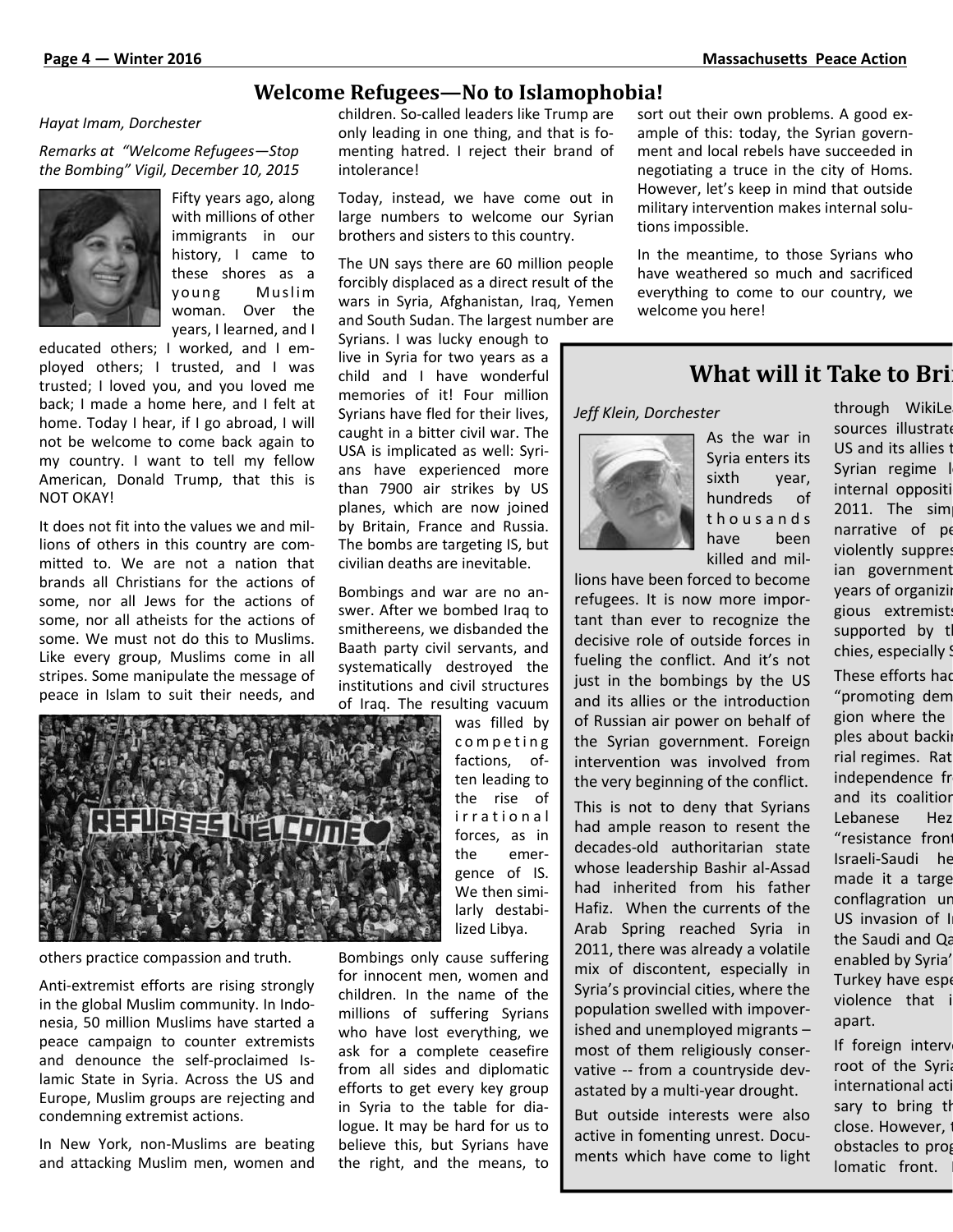## Welcome Refugees—No to Islamophobia!

*Hayat Imam, Dorchester*

*Remarks at "Welcome Refugees—Stop the Bombing" Vigil, December 10, 2015*

Fifty years ago, along with millions of other immigrants in our history, I came to these shores as a young Muslim woman. Over the years, I learned, and I educated others; I worked, and I employed others; I trusted, and I was trusted; I loved you, and you loved me back; I made a home here, and I felt at home. Today I hear, if I go abroad, I will not be welcome to come back again to my country. I want to tell my fellow American, Donald Trump, that this is NOT OKAY!

It does not fit into the values we and millions of others in this country are committed to. We are not a nation that brands all Christians for the actions of some, nor all Jews for the actions of some, nor all atheists for the actions of some. We must not do this to Muslims. Like every group, Muslims come in all stripes. Some manipulate the message of peace in Islam to suit their needs, and others practice compassion and truth.

Anti-extremist efforts are rising strongly in the global Muslim community. In Indonesia, 50 million Muslims have started a peace campaign to counter extremists and denounce the self-proclaimed Islamic State in Syria. Across the US and Europe, Muslim groups are rejecting and condemning extremist actions.

In New York, non-Muslims are beating and attacking Muslim men, women and children. So-called leaders like Trump are only leading in one thing, and that is fomenting hatred. I reject their brand of intolerance!

Today, instead, we have come out in large numbers to welcome our Syrian brothers and sisters to this country.

The UN says there are 60 million people forcibly displaced as a direct result of the wars in Syria, Afghanistan, Iraq, Yemen and South Sudan. The largest number are Syrians. I was lucky enough to live in Syria for two years as a child and I have wonderful memories of it! Four million Syrians have fled for their lives, caught in a bitter civil war. The USA is implicated as well: Syrians have experienced more than 7900 air strikes by US planes, which are now joined by Britain, France and Russia. The bombs are targeting IS, but civilian deaths are inevitable.

Bombings and war are no answer. After we bombed Iraq to smithereens, we disbanded the Baath party civil servants, and systematically destroyed the institutions and civil structures of Iraq. The resulting vacuum was filled by competing factions, often leading to the rise of irrational forces, as in the emergence of IS. We then similarly destabilized Libya.

Bombings only cause suffering for innocent men, women and children. In the name of the millions of suffering Syrians who have lost everything, we ask for a complete ceasefire from all sides and diplomatic efforts to get every key group in Syria to the table for dialogue. It may be hard for us to believe this, but Syrians have the right, and the means, to sort out their own problems. A good example of this: today, the Syrian government and local rebels have succeeded in negotiating a truce in the city of Homs. However, let's keep in mind that outside military intervention makes internal solutions impossible.

In the meantime, to those Syrians who have weathered so much and sacrificed everything to come to our country, we welcome you here!

## What will it Take to Bri

*Jeff Klein, Dorchester*

As the war in Syria enters its sixth year, hundreds of thousands have been killed and millions have been forced to become refugees. It is now more important than ever to recognize the decisive role of outside forces in fueling the conflict. And it's not just in the bombings by the US and its allies or the introduction of Russian air power on behalf of the Syrian government. Foreign intervention was involved from the very beginning of the conflict.

This is not to deny that Syrians had ample reason to resent the decades-old authoritarian state whose leadership Bashir al-Assad had inherited from his father Hafiz. When the currents of the Arab Spring reached Syria in 2011, there was already a volatile mix of discontent, especially in Syria's provincial cities, where the population swelled with impoverished and unemployed migrants – most of them religiously conservative -- from a countryside devastated by a multi-year drought.

But outside interests were also active in fomenting unrest. Documents which have come to light through WikiLe sources illustrate US and its allies t Syrian regime l internal oppositi 2011. The simp narrative of pe violently suppres ian government years of organizin gious extremists supported by th chies, especially S

These efforts had "promoting dem gion where the ples about backin rial regimes. Rat independence fr and its coalition Lebanese Hez "resistance front Israeli-Saudi he made it a targe conflagration un US invasion of Ir the Saudi and Qa enabled by Syria' Turkey have espe violence that i apart.

If foreign interve root of the Syria international acti sary to bring th close. However, t obstacles to prog lomatic front.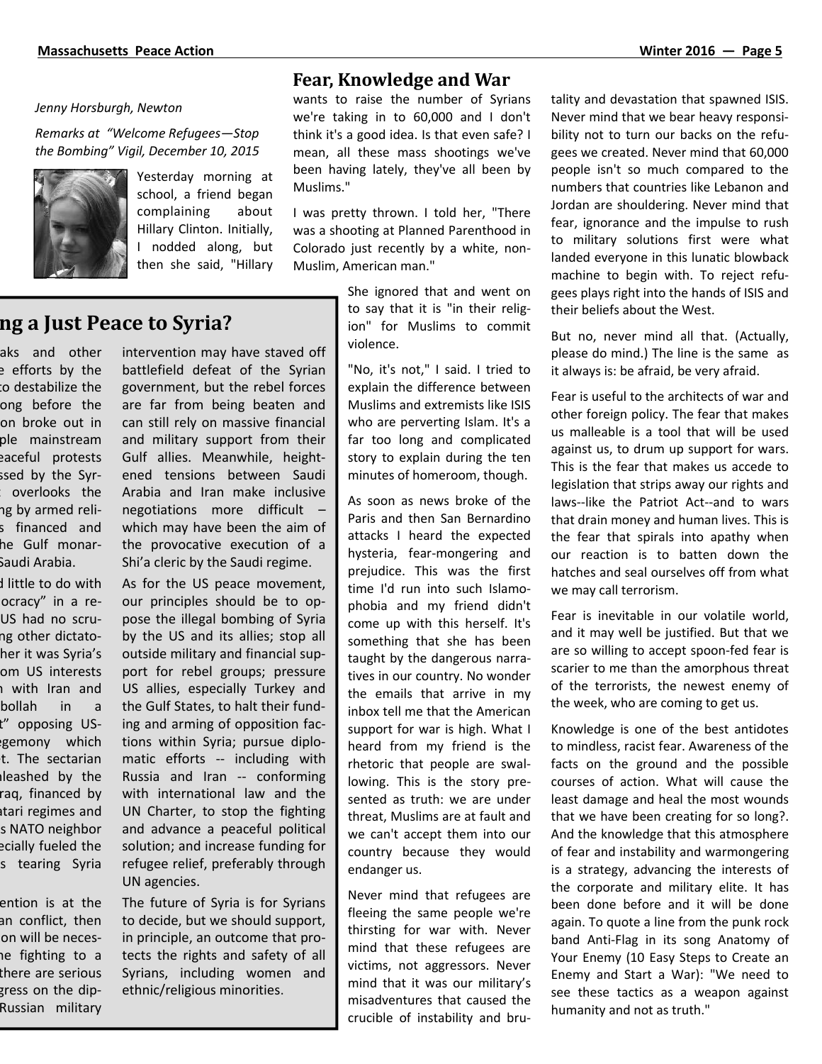## Fear, Knowledge and War

*Jenny Horsburgh, Newton*

*Remarks at "Welcome Refugees—Stop the Bombing" Vigil, December 10, 2015*

Yesterday morning at school, a friend began complaining about Hillary Clinton. Initially, I nodded along, but then she said, "Hillary wants to raise the number of Syrians we're taking in to 60,000 and I don't think it's a good idea. Is that even safe? I mean, all these mass shootings we've been having lately, they've all been by Muslims."

I was pretty thrown. I told her, "There was a shooting at Planned Parenthood in Colorado just recently by a white, non-Muslim, American man."

She ignored that and went on to say that it is "in their religion" for Muslims to commit violence.

"No, it's not," I said. I tried to explain the difference between Muslims and extremists like ISIS who are perverting Islam. It's a far too long and complicated story to explain during the ten minutes of homeroom, though.

As soon as news broke of the Paris and then San Bernardino attacks I heard the expected hysteria, fear-mongering and prejudice. This was the first time I'd run into such Islamophobia and my friend didn't come up with this herself. It's something that she has been taught by the dangerous narratives in our country. No wonder the emails that arrive in my inbox tell me that the American support for war is high. What I heard from my friend is the rhetoric that people are swallowing. This is the story presented as truth: we are under threat, Muslims are at fault and we can't accept them into our country because they would endanger us.

Never mind that refugees are fleeing the same people we're thirsting for war with. Never mind that these refugees are victims, not aggressors. Never mind that it was our military's misadventures that caused the crucible of instability and brutality and devastation that spawned ISIS. Never mind that we bear heavy responsibility not to turn our backs on the refugees we created. Never mind that 60,000 people isn't so much compared to the numbers that countries like Lebanon and Jordan are shouldering. Never mind that fear, ignorance and the impulse to rush to military solutions first were what landed everyone in this lunatic blowback machine to begin with. To reject refugees plays right into the hands of ISIS and their beliefs about the West.

But no, never mind all that. (Actually, please do mind.) The line is the same as it always is: be afraid, be very afraid.

Fear is useful to the architects of war and other foreign policy. The fear that makes us malleable is a tool that will be used against us, to drum up support for wars. This is the fear that makes us accede to legislation that strips away our rights and laws--like the Patriot Act--and to wars that drain money and human lives. This is the fear that spirals into apathy when our reaction is to batten down the hatches and seal ourselves off from what we may call terrorism.

Fear is inevitable in our volatile world, and it may well be justified. But that we are so willing to accept spoon-fed fear is scarier to me than the amorphous threat of the terrorists, the newest enemy of the week, who are coming to get us.

Knowledge is one of the best antidotes to mindless, racist fear. Awareness of the facts on the ground and the possible courses of action. What will cause the least damage and heal the most wounds that we have been creating for so long?. And the knowledge that this atmosphere of fear and instability and warmongering is a strategy, advancing the interests of the corporate and military elite. It has been done before and it will be done again. To quote a line from the punk rock band Anti-Flag in its song Anatomy of Your Enemy (10 Easy Steps to Create an Enemy and Start a War): "We need to see these tactics as a weapon against humanity and not as truth."

## ng a Just Peace to Syria?

aks and other
e efforts by the
o destabilize the
ong before the
on broke out in
ple mainstream
eaceful protests
ssed by the Syr-
overlooks the
ng by armed reli-
s financed and
he Gulf monar-
Saudi Arabia.

d little to do with
ocracy" in a re-
US had no scru-
ng other dictato-
her it was Syria's
om US interests
n with Iran and
bollah in a
t" opposing US-
egemony which
t. The sectarian
leashed by the
raq, financed by
atari regimes and
s NATO neighbor
ecially fueled the
s tearing Syria

ention is at the
an conflict, then
on will be neces-
e fighting to a
there are serious
gress on the dip-
Russian military

intervention may have staved off battlefield defeat of the Syrian government, but the rebel forces are far from being beaten and can still rely on massive financial and military support from their Gulf allies. Meanwhile, heightened tensions between Saudi Arabia and Iran make inclusive negotiations more difficult – which may have been the aim of the provocative execution of a Shi'a cleric by the Saudi regime.

As for the US peace movement, our principles should be to oppose the illegal bombing of Syria by the US and its allies; stop all outside military and financial support for rebel groups; pressure US allies, especially Turkey and the Gulf States, to halt their funding and arming of opposition factions within Syria; pursue diplomatic efforts -- including with Russia and Iran -- conforming with international law and the UN Charter, to stop the fighting and advance a peaceful political solution; and increase funding for refugee relief, preferably through UN agencies.

The future of Syria is for Syrians to decide, but we should support, in principle, an outcome that protects the rights and safety of all Syrians, including women and ethnic/religious minorities.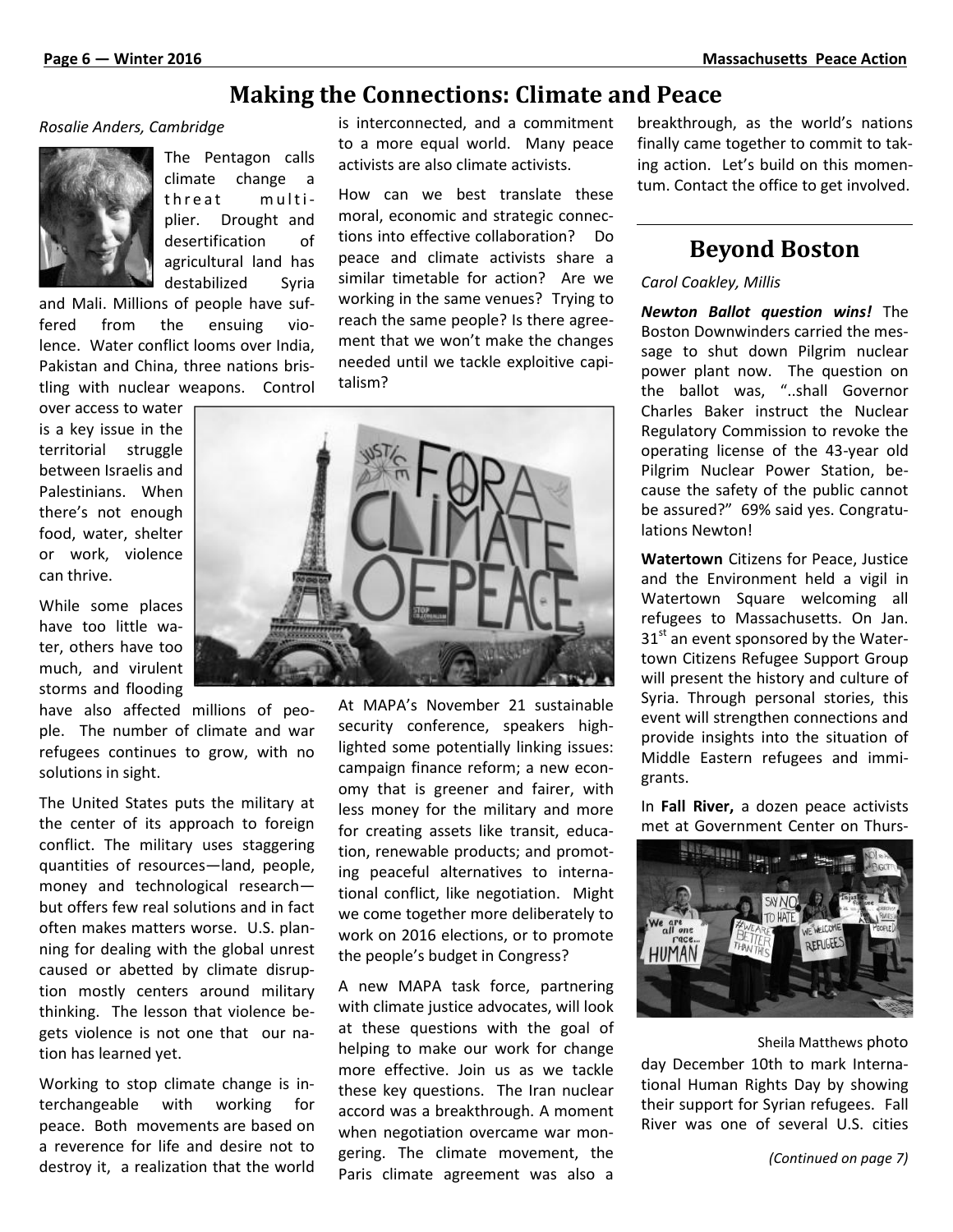# Making the Connections: Climate and Peace

*Rosalie Anders, Cambridge*

The Pentagon calls climate change a threat multiplier. Drought and desertification of agricultural land has destabilized Syria and Mali. Millions of people have suffered from the ensuing violence. Water conflict looms over India, Pakistan and China, three nations bristling with nuclear weapons. Control over access to water is a key issue in the territorial struggle between Israelis and Palestinians. When there's not enough food, water, shelter or work, violence can thrive.

While some places have too little water, others have too much, and virulent storms and flooding have also affected millions of people. The number of climate and war refugees continues to grow, with no solutions in sight.

The United States puts the military at the center of its approach to foreign conflict. The military uses staggering quantities of resources—land, people, money and technological research—but offers few real solutions and in fact often makes matters worse. U.S. planning for dealing with the global unrest caused or abetted by climate disruption mostly centers around military thinking. The lesson that violence begets violence is not one that our nation has learned yet.

Working to stop climate change is interchangeable with working for peace. Both movements are based on a reverence for life and desire not to destroy it, a realization that the world is interconnected, and a commitment to a more equal world. Many peace activists are also climate activists.

How can we best translate these moral, economic and strategic connections into effective collaboration? Do peace and climate activists share a similar timetable for action? Are we working in the same venues? Trying to reach the same people? Is there agreement that we won't make the changes needed until we tackle exploitive capitalism?

At MAPA's November 21 sustainable security conference, speakers highlighted some potentially linking issues: campaign finance reform; a new economy that is greener and fairer, with less money for the military and more for creating assets like transit, education, renewable products; and promoting peaceful alternatives to international conflict, like negotiation. Might we come together more deliberately to work on 2016 elections, or to promote the people's budget in Congress?

A new MAPA task force, partnering with climate justice advocates, will look at these questions with the goal of helping to make our work for change more effective. Join us as we tackle these key questions. The Iran nuclear accord was a breakthrough. A moment when negotiation overcame war mongering. The climate movement, the Paris climate agreement was also a breakthrough, as the world's nations finally came together to commit to taking action. Let's build on this momentum. Contact the office to get involved.

# Beyond Boston

*Carol Coakley, Millis*

***Newton Ballot question wins!*** The Boston Downwinders carried the message to shut down Pilgrim nuclear power plant now. The question on the ballot was, "..shall Governor Charles Baker instruct the Nuclear Regulatory Commission to revoke the operating license of the 43-year old Pilgrim Nuclear Power Station, because the safety of the public cannot be assured?" 69% said yes. Congratulations Newton!

**Watertown** Citizens for Peace, Justice and the Environment held a vigil in Watertown Square welcoming all refugees to Massachusetts. On Jan. 31st an event sponsored by the Watertown Citizens Refugee Support Group will present the history and culture of Syria. Through personal stories, this event will strengthen connections and provide insights into the situation of Middle Eastern refugees and immigrants.

In **Fall River,** a dozen peace activists met at Government Center on Thursday December 10th to mark International Human Rights Day by showing their support for Syrian refugees. Fall River was one of several U.S. cities

Sheila Matthews photo

*(Continued on page 7)*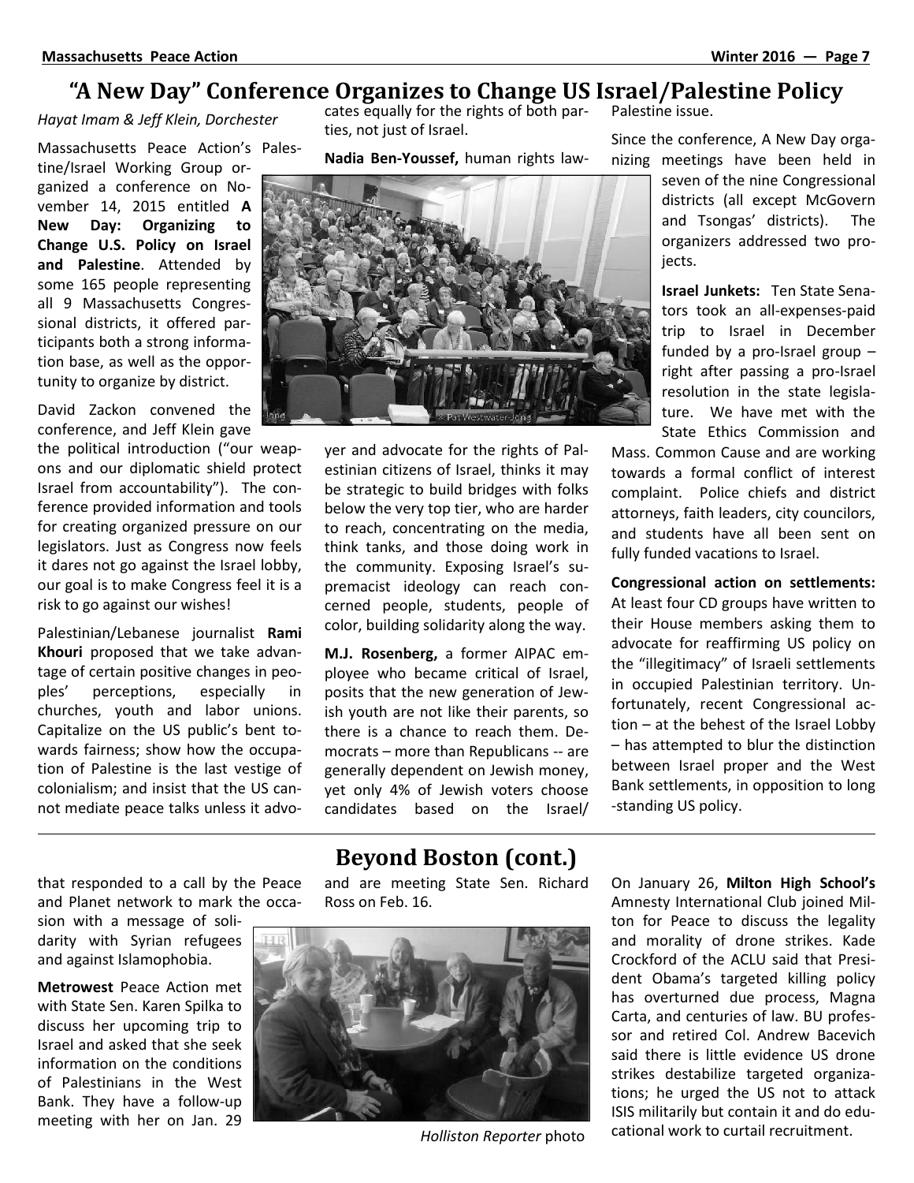## "A New Day" Conference Organizes to Change US Israel/Palestine Policy

*Hayat Imam & Jeff Klein, Dorchester*

Massachusetts Peace Action's Palestine/Israel Working Group organized a conference on November 14, 2015 entitled **A New Day: Organizing to Change U.S. Policy on Israel and Palestine**. Attended by some 165 people representing all 9 Massachusetts Congressional districts, it offered participants both a strong information base, as well as the opportunity to organize by district.

David Zackon convened the conference, and Jeff Klein gave the political introduction ("our weapons and our diplomatic shield protect Israel from accountability"). The conference provided information and tools for creating organized pressure on our legislators. Just as Congress now feels it dares not go against the Israel lobby, our goal is to make Congress feel it is a risk to go against our wishes!

Palestinian/Lebanese journalist **Rami Khouri** proposed that we take advantage of certain positive changes in peoples' perceptions, especially in churches, youth and labor unions. Capitalize on the US public's bent towards fairness; show how the occupation of Palestine is the last vestige of colonialism; and insist that the US cannot mediate peace talks unless it advocates equally for the rights of both parties, not just of Israel.

**Nadia Ben-Youssef,** human rights lawyer and advocate for the rights of Palestinian citizens of Israel, thinks it may be strategic to build bridges with folks below the very top tier, who are harder to reach, concentrating on the media, think tanks, and those doing work in the community. Exposing Israel's supremacist ideology can reach concerned people, students, people of color, building solidarity along the way.

**M.J. Rosenberg,** a former AIPAC employee who became critical of Israel, posits that the new generation of Jewish youth are not like their parents, so there is a chance to reach them. Democrats – more than Republicans -- are generally dependent on Jewish money, yet only 4% of Jewish voters choose candidates based on the Israel/Palestine issue.

Since the conference, A New Day organizing meetings have been held in seven of the nine Congressional districts (all except McGovern and Tsongas' districts). The organizers addressed two projects.

**Israel Junkets:** Ten State Senators took an all-expenses-paid trip to Israel in December funded by a pro-Israel group – right after passing a pro-Israel resolution in the state legislature. We have met with the State Ethics Commission and Mass. Common Cause and are working towards a formal conflict of interest complaint. Police chiefs and district attorneys, faith leaders, city councilors, and students have all been sent on fully funded vacations to Israel.

**Congressional action on settlements:** At least four CD groups have written to their House members asking them to advocate for reaffirming US policy on the "illegitimacy" of Israeli settlements in occupied Palestinian territory. Unfortunately, recent Congressional action – at the behest of the Israel Lobby – has attempted to blur the distinction between Israel proper and the West Bank settlements, in opposition to long-standing US policy.

## Beyond Boston (cont.)

that responded to a call by the Peace and Planet network to mark the occasion with a message of solidarity with Syrian refugees and against Islamophobia.

**Metrowest** Peace Action met with State Sen. Karen Spilka to discuss her upcoming trip to Israel and asked that she seek information on the conditions of Palestinians in the West Bank. They have a follow-up meeting with her on Jan. 29 and are meeting State Sen. Richard Ross on Feb. 16.

*Holliston Reporter* photo

On January 26, **Milton High School's** Amnesty International Club joined Milton for Peace to discuss the legality and morality of drone strikes. Kade Crockford of the ACLU said that President Obama's targeted killing policy has overturned due process, Magna Carta, and centuries of law. BU professor and retired Col. Andrew Bacevich said there is little evidence US drone strikes destabilize targeted organizations; he urged the US not to attack ISIS militarily but contain it and do educational work to curtail recruitment.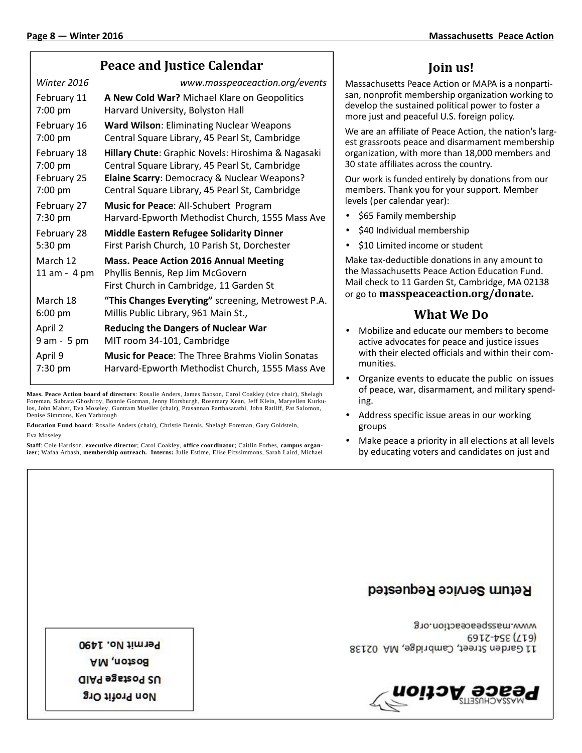## Peace and Justice Calendar

*Winter 2016* *www.masspeaceaction.org/events*

| | |
|---|---|
| February 11<br>7:00 pm | **A New Cold War?** Michael Klare on Geopolitics<br>Harvard University, Bolyston Hall |
| February 16<br>7:00 pm | **Ward Wilson**: Eliminating Nuclear Weapons<br>Central Square Library, 45 Pearl St, Cambridge |
| February 18<br>7:00 pm | **Hillary Chute**: Graphic Novels: Hiroshima & Nagasaki<br>Central Square Library, 45 Pearl St, Cambridge |
| February 25<br>7:00 pm | **Elaine Scarry**: Democracy & Nuclear Weapons?<br>Central Square Library, 45 Pearl St, Cambridge |
| February 27<br>7:30 pm | **Music for Peace**: All-Schubert Program<br>Harvard-Epworth Methodist Church, 1555 Mass Ave |
| February 28<br>5:30 pm | **Middle Eastern Refugee Solidarity Dinner**<br>First Parish Church, 10 Parish St, Dorchester |
| March 12<br>11 am - 4 pm | **Mass. Peace Action 2016 Annual Meeting**<br>Phyllis Bennis, Rep Jim McGovern<br>First Church in Cambridge, 11 Garden St |
| March 18<br>6:00 pm | **"This Changes Everyting"** screening, Metrowest P.A.<br>Millis Public Library, 961 Main St., |
| April 2<br>9 am - 5 pm | **Reducing the Dangers of Nuclear War**<br>MIT room 34-101, Cambridge |
| April 9<br>7:30 pm | **Music for Peace**: The Three Brahms Violin Sonatas<br>Harvard-Epworth Methodist Church, 1555 Mass Ave |

**Mass. Peace Action board of directors**: Rosalie Anders, James Babson, Carol Coakley (vice chair), Shelagh Foreman, Subrata Ghoshroy, Bonnie Gorman, Jenny Horsburgh, Rosemary Kean, Jeff Klein, Maryellen Kurkulos, John Maher, Eva Moseley, Guntram Mueller (chair), Prasannan Parthasarathi, John Ratliff, Pat Salomon, Denise Simmons, Ken Yarbrough

**Education Fund board**: Rosalie Anders (chair), Christie Dennis, Shelagh Foreman, Gary Goldstein, Eva Moseley

**Staff**: Cole Harrison, **executive director**; Carol Coakley, **office coordinator**; Caitlin Forbes, **campus organizer**; Wafaa Arbash, **membership outreach. Interns:** Julie Estime, Elise Fitzsimmons, Sarah Laird, Michael

## Join us!

Massachusetts Peace Action or MAPA is a nonpartisan, nonprofit membership organization working to develop the sustained political power to foster a more just and peaceful U.S. foreign policy.

We are an affiliate of Peace Action, the nation's largest grassroots peace and disarmament membership organization, with more than 18,000 members and 30 state affiliates across the country.

Our work is funded entirely by donations from our members. Thank you for your support. Member levels (per calendar year):

- $65 Family membership
- $40 Individual membership
- $10 Limited income or student

Make tax-deductible donations in any amount to the Massachusetts Peace Action Education Fund. Mail check to 11 Garden St, Cambridge, MA 02138 or go to **masspeaceaction.org/donate.**

## What We Do

- Mobilize and educate our members to become active advocates for peace and justice issues with their elected officials and within their communities.
- Organize events to educate the public on issues of peace, war, disarmament, and military spending.
- Address specific issue areas in our working groups
- Make peace a priority in all elections at all levels by educating voters and candidates on just and

Massachusetts Peace Action
11 Garden Street, Cambridge, MA 02138
(617) 354-2169
www.masspeaceaction.org

Return Service Requested

Non Profit Org
US Postage PAID
Boston, MA
Permit No. 1490